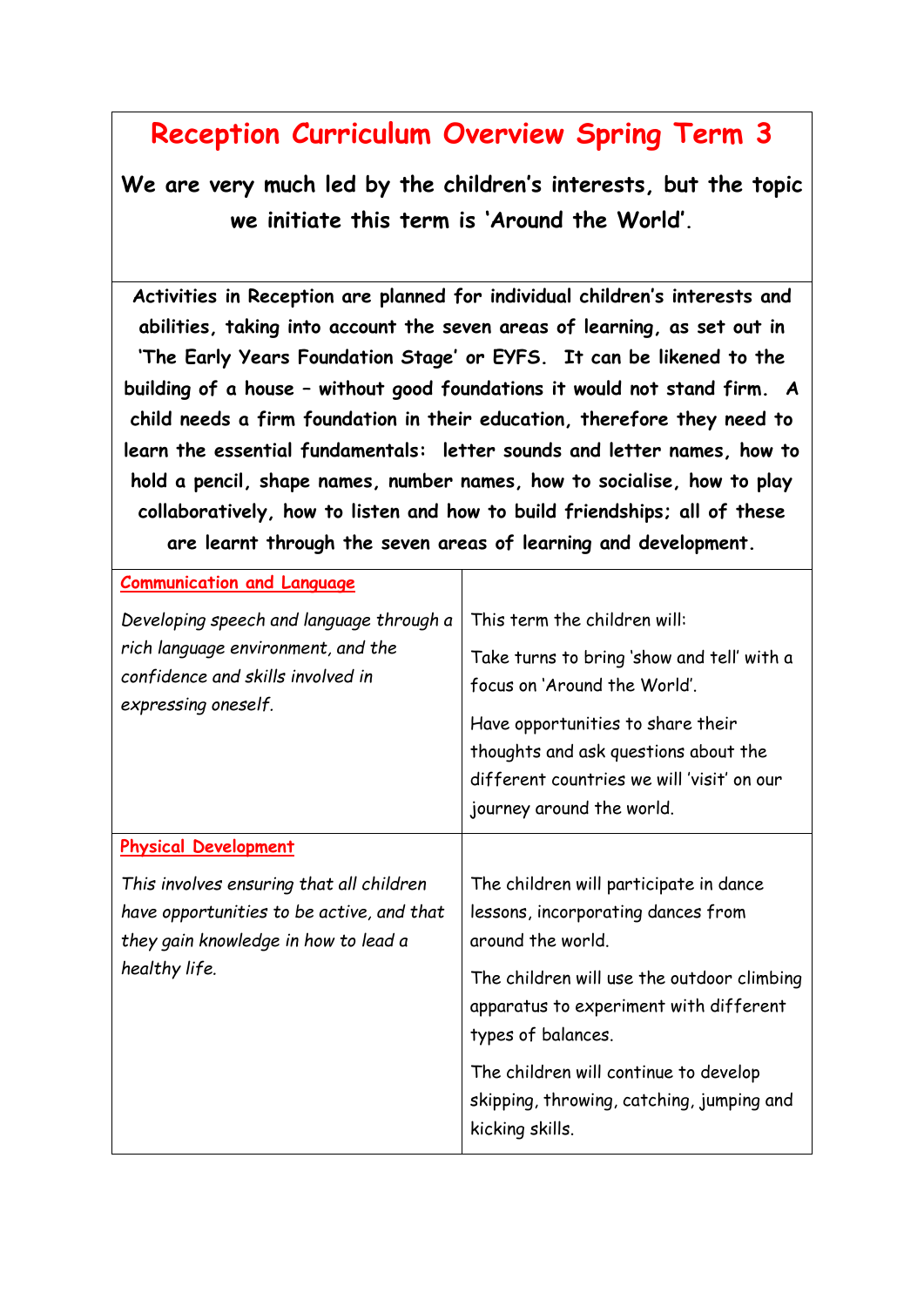# Reception Curriculum Overview Spring Term 3

**We are very much led by the children's interests, but the topic we initiate this term is 'Around the World'.**

**Activities in Reception are planned for individual children's interests and abilities, taking into account the seven areas of learning, as set out in 'The Early Years Foundation Stage' or EYFS. It can be likened to the building of a house – without good foundations it would not stand firm. A child needs a firm foundation in their education, therefore they need to learn the essential fundamentals: letter sounds and letter names, how to hold a pencil, shape names, number names, how to socialise, how to play collaboratively, how to listen and how to build friendships; all of these are learnt through the seven areas of learning and development.**

| | |
|---|---|
| **Communication and Language**<br><br>*Developing speech and language through a rich language environment, and the confidence and skills involved in expressing oneself.* | This term the children will:<br><br>Take turns to bring 'show and tell' with a focus on 'Around the World'.<br><br>Have opportunities to share their thoughts and ask questions about the different countries we will 'visit' on our journey around the world. |
| **Physical Development**<br><br>*This involves ensuring that all children have opportunities to be active, and that they gain knowledge in how to lead a healthy life.* | The children will participate in dance lessons, incorporating dances from around the world.<br><br>The children will use the outdoor climbing apparatus to experiment with different types of balances.<br><br>The children will continue to develop skipping, throwing, catching, jumping and kicking skills. |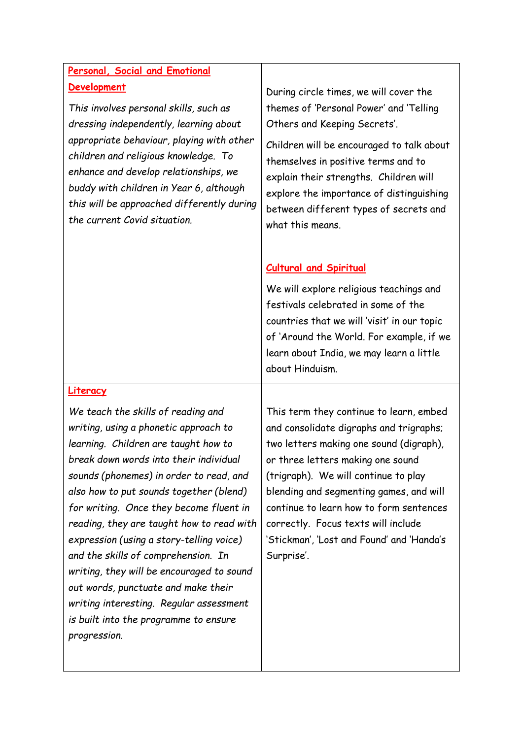| | |
|---|---|
| **Personal, Social and Emotional Development**<br><br>*This involves personal skills, such as dressing independently, learning about appropriate behaviour, playing with other children and religious knowledge. To enhance and develop relationships, we buddy with children in Year 6, although this will be approached differently during the current Covid situation.* | During circle times, we will cover the themes of 'Personal Power' and 'Telling Others and Keeping Secrets'.<br><br>Children will be encouraged to talk about themselves in positive terms and to explain their strengths. Children will explore the importance of distinguishing between different types of secrets and what this means.<br><br>**Cultural and Spiritual**<br><br>We will explore religious teachings and festivals celebrated in some of the countries that we will 'visit' in our topic of 'Around the World. For example, if we learn about India, we may learn a little about Hinduism. |
| **Literacy**<br><br>*We teach the skills of reading and writing, using a phonetic approach to learning. Children are taught how to break down words into their individual sounds (phonemes) in order to read, and also how to put sounds together (blend) for writing. Once they become fluent in reading, they are taught how to read with expression (using a story-telling voice) and the skills of comprehension. In writing, they will be encouraged to sound out words, punctuate and make their writing interesting. Regular assessment is built into the programme to ensure progression.* | This term they continue to learn, embed and consolidate digraphs and trigraphs; two letters making one sound (digraph), or three letters making one sound (trigraph). We will continue to play blending and segmenting games, and will continue to learn how to form sentences correctly. Focus texts will include 'Stickman', 'Lost and Found' and 'Handa's Surprise'. |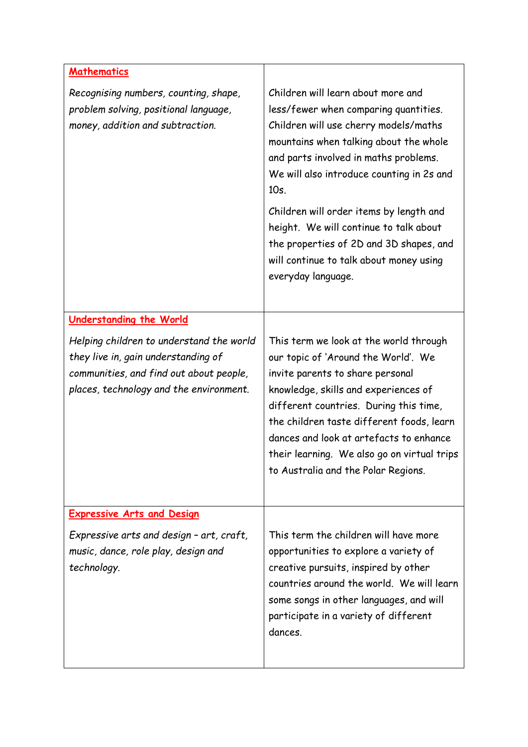| | |
|---|---|
| **Mathematics**<br><br>*Recognising numbers, counting, shape, problem solving, positional language, money, addition and subtraction.* | Children will learn about more and less/fewer when comparing quantities. Children will use cherry models/maths mountains when talking about the whole and parts involved in maths problems. We will also introduce counting in 2s and 10s.<br><br>Children will order items by length and height. We will continue to talk about the properties of 2D and 3D shapes, and will continue to talk about money using everyday language. |
| **Understanding the World**<br><br>*Helping children to understand the world they live in, gain understanding of communities, and find out about people, places, technology and the environment.* | This term we look at the world through our topic of 'Around the World'. We invite parents to share personal knowledge, skills and experiences of different countries. During this time, the children taste different foods, learn dances and look at artefacts to enhance their learning. We also go on virtual trips to Australia and the Polar Regions. |
| **Expressive Arts and Design**<br><br>*Expressive arts and design – art, craft, music, dance, role play, design and technology.* | This term the children will have more opportunities to explore a variety of creative pursuits, inspired by other countries around the world. We will learn some songs in other languages, and will participate in a variety of different dances. |